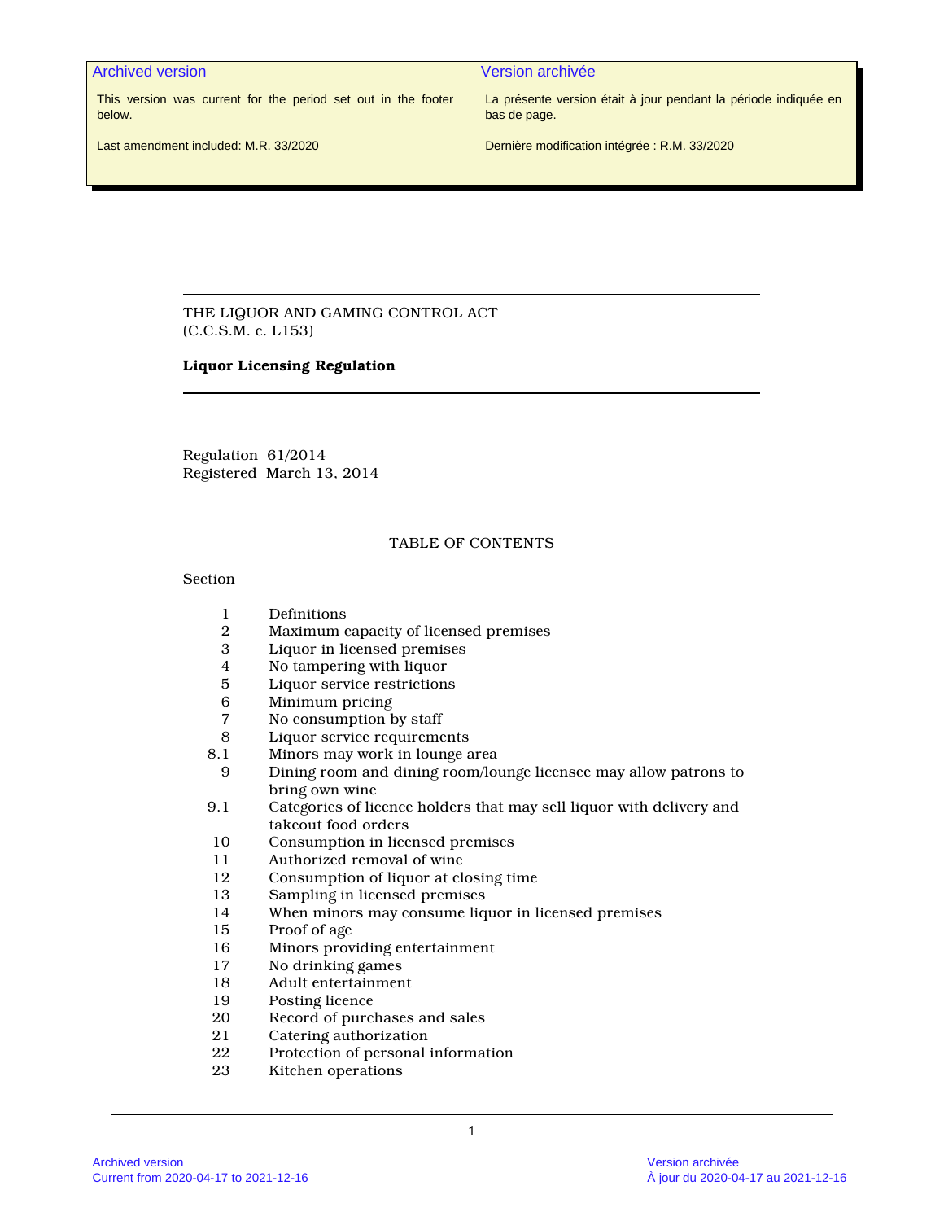| Archived version | Version archivée |
| --- | --- |
| This version was current for the period set out in the footer below. | La présente version était à jour pendant la période indiquée en bas de page. |
| Last amendment included: M.R. 33/2020 | Dernière modification intégrée : R.M. 33/2020 |

THE LIQUOR AND GAMING CONTROL ACT
(C.C.S.M. c. L153)

**Liquor Licensing Regulation**

Regulation 61/2014
Registered March 13, 2014

TABLE OF CONTENTS

Section

| Section | |
| --- | --- |
| 1 | Definitions |
| 2 | Maximum capacity of licensed premises |
| 3 | Liquor in licensed premises |
| 4 | No tampering with liquor |
| 5 | Liquor service restrictions |
| 6 | Minimum pricing |
| 7 | No consumption by staff |
| 8 | Liquor service requirements |
| 8.1 | Minors may work in lounge area |
| 9 | Dining room and dining room/lounge licensee may allow patrons to bring own wine |
| 9.1 | Categories of licence holders that may sell liquor with delivery and takeout food orders |
| 10 | Consumption in licensed premises |
| 11 | Authorized removal of wine |
| 12 | Consumption of liquor at closing time |
| 13 | Sampling in licensed premises |
| 14 | When minors may consume liquor in licensed premises |
| 15 | Proof of age |
| 16 | Minors providing entertainment |
| 17 | No drinking games |
| 18 | Adult entertainment |
| 19 | Posting licence |
| 20 | Record of purchases and sales |
| 21 | Catering authorization |
| 22 | Protection of personal information |
| 23 | Kitchen operations |

Archived version
Current from 2020-04-17 to 2021-12-16

Version archivée
À jour du 2020-04-17 au 2021-12-16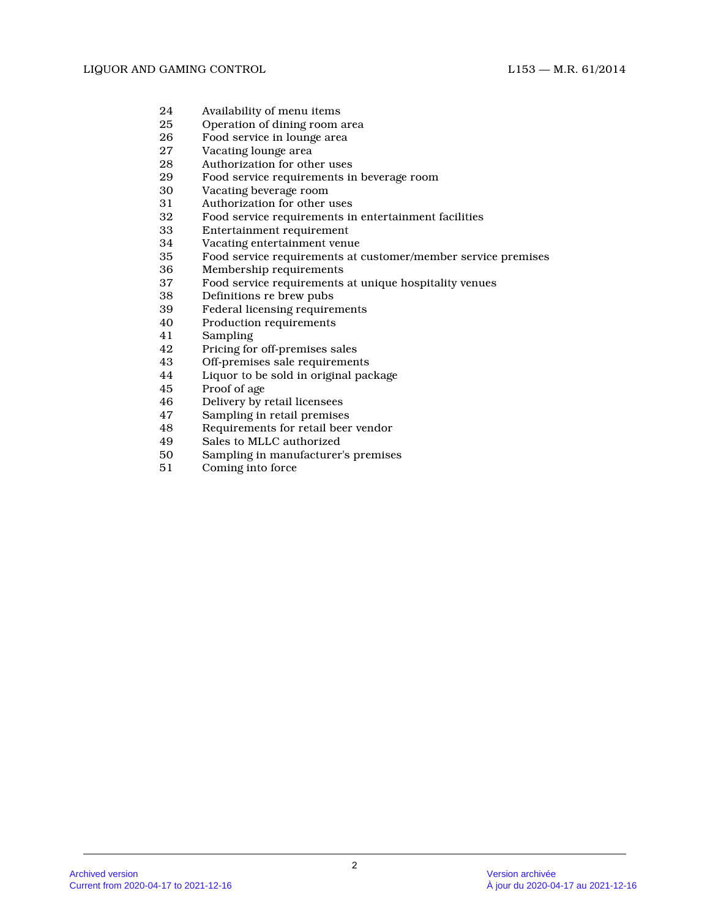24 Availability of menu items
25 Operation of dining room area
26 Food service in lounge area
27 Vacating lounge area
28 Authorization for other uses
29 Food service requirements in beverage room
30 Vacating beverage room
31 Authorization for other uses
32 Food service requirements in entertainment facilities
33 Entertainment requirement
34 Vacating entertainment venue
35 Food service requirements at customer/member service premises
36 Membership requirements
37 Food service requirements at unique hospitality venues
38 Definitions re brew pubs
39 Federal licensing requirements
40 Production requirements
41 Sampling
42 Pricing for off-premises sales
43 Off-premises sale requirements
44 Liquor to be sold in original package
45 Proof of age
46 Delivery by retail licensees
47 Sampling in retail premises
48 Requirements for retail beer vendor
49 Sales to MLLC authorized
50 Sampling in manufacturer's premises
51 Coming into force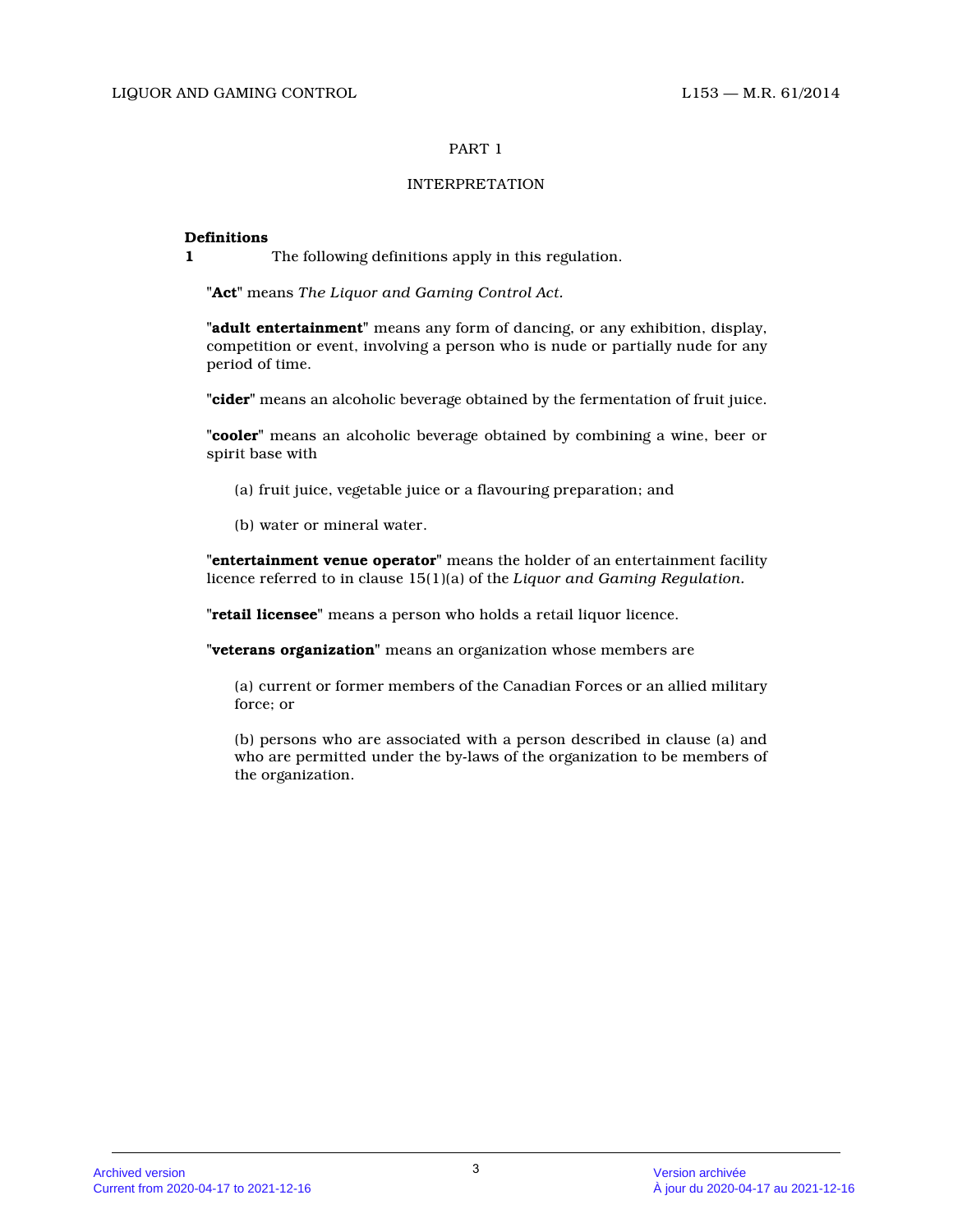## PART 1

## INTERPRETATION

**Definitions**

**1** The following definitions apply in this regulation.

"**Act**" means *The Liquor and Gaming Control Act*.

"**adult entertainment**" means any form of dancing, or any exhibition, display, competition or event, involving a person who is nude or partially nude for any period of time.

"**cider**" means an alcoholic beverage obtained by the fermentation of fruit juice.

"**cooler**" means an alcoholic beverage obtained by combining a wine, beer or spirit base with

(a) fruit juice, vegetable juice or a flavouring preparation; and

(b) water or mineral water.

"**entertainment venue operator**" means the holder of an entertainment facility licence referred to in clause 15(1)(a) of the *Liquor and Gaming Regulation*.

"**retail licensee**" means a person who holds a retail liquor licence.

"**veterans organization**" means an organization whose members are

(a) current or former members of the Canadian Forces or an allied military force; or

(b) persons who are associated with a person described in clause (a) and who are permitted under the by-laws of the organization to be members of the organization.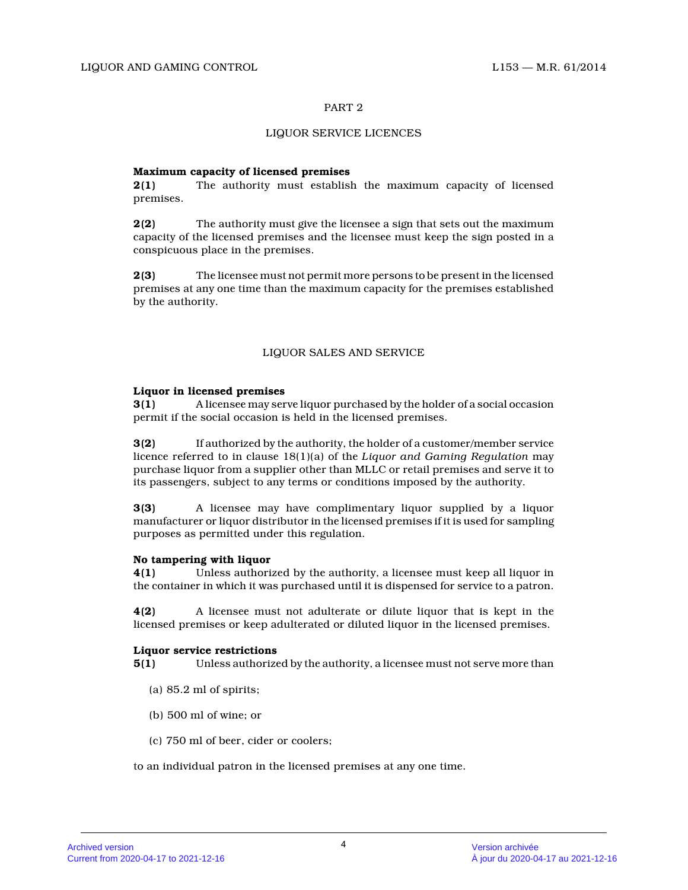## PART 2

## LIQUOR SERVICE LICENCES

**Maximum capacity of licensed premises**

**2(1)** The authority must establish the maximum capacity of licensed premises.

**2(2)** The authority must give the licensee a sign that sets out the maximum capacity of the licensed premises and the licensee must keep the sign posted in a conspicuous place in the premises.

**2(3)** The licensee must not permit more persons to be present in the licensed premises at any one time than the maximum capacity for the premises established by the authority.

## LIQUOR SALES AND SERVICE

**Liquor in licensed premises**

**3(1)** A licensee may serve liquor purchased by the holder of a social occasion permit if the social occasion is held in the licensed premises.

**3(2)** If authorized by the authority, the holder of a customer/member service licence referred to in clause 18(1)(a) of the *Liquor and Gaming Regulation* may purchase liquor from a supplier other than MLLC or retail premises and serve it to its passengers, subject to any terms or conditions imposed by the authority.

**3(3)** A licensee may have complimentary liquor supplied by a liquor manufacturer or liquor distributor in the licensed premises if it is used for sampling purposes as permitted under this regulation.

**No tampering with liquor**

**4(1)** Unless authorized by the authority, a licensee must keep all liquor in the container in which it was purchased until it is dispensed for service to a patron.

**4(2)** A licensee must not adulterate or dilute liquor that is kept in the licensed premises or keep adulterated or diluted liquor in the licensed premises.

**Liquor service restrictions**

**5(1)** Unless authorized by the authority, a licensee must not serve more than

(a) 85.2 ml of spirits;

(b) 500 ml of wine; or

(c) 750 ml of beer, cider or coolers;

to an individual patron in the licensed premises at any one time.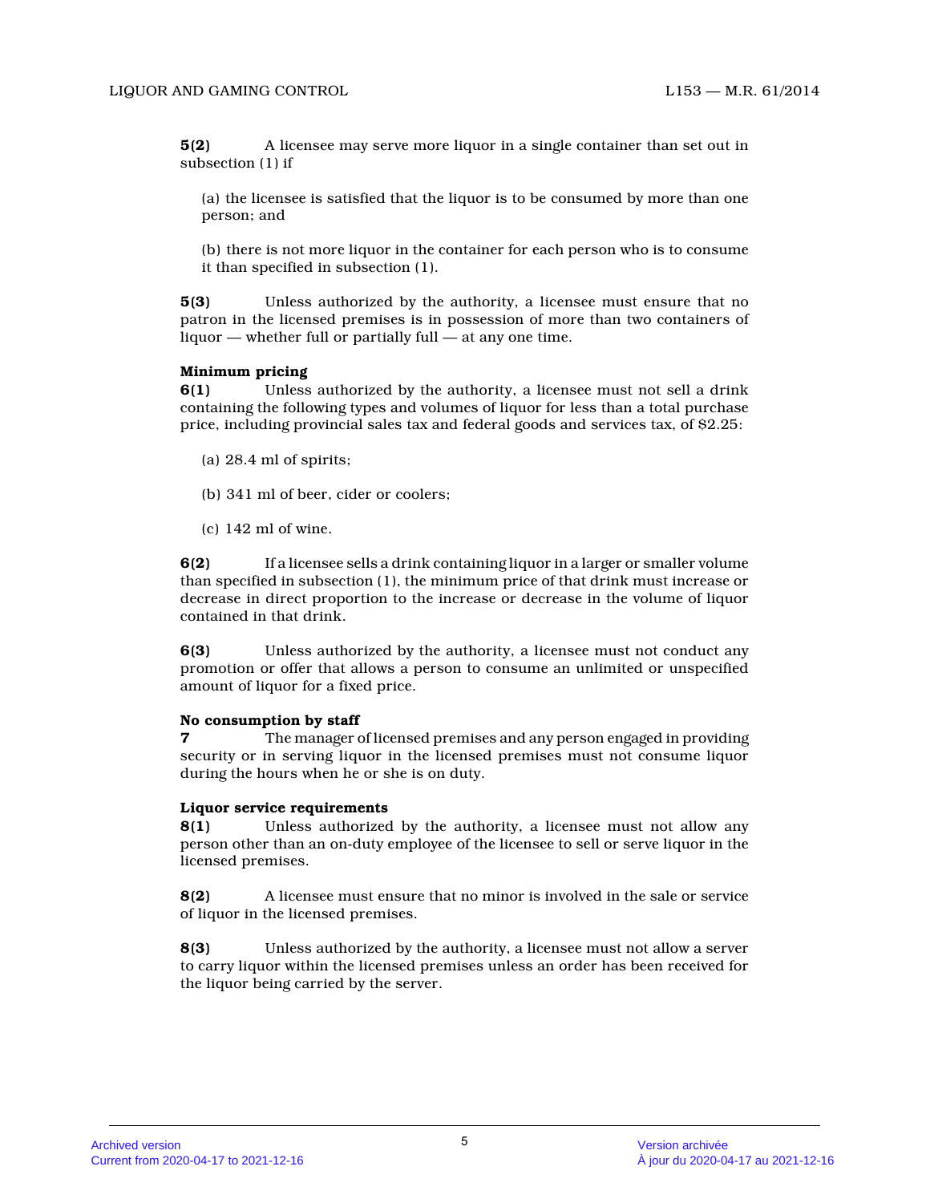**5(2)** A licensee may serve more liquor in a single container than set out in subsection (1) if

(a) the licensee is satisfied that the liquor is to be consumed by more than one person; and

(b) there is not more liquor in the container for each person who is to consume it than specified in subsection (1).

**5(3)** Unless authorized by the authority, a licensee must ensure that no patron in the licensed premises is in possession of more than two containers of liquor — whether full or partially full — at any one time.

**Minimum pricing**

**6(1)** Unless authorized by the authority, a licensee must not sell a drink containing the following types and volumes of liquor for less than a total purchase price, including provincial sales tax and federal goods and services tax, of $2.25:

(a) 28.4 ml of spirits;

(b) 341 ml of beer, cider or coolers;

(c) 142 ml of wine.

**6(2)** If a licensee sells a drink containing liquor in a larger or smaller volume than specified in subsection (1), the minimum price of that drink must increase or decrease in direct proportion to the increase or decrease in the volume of liquor contained in that drink.

**6(3)** Unless authorized by the authority, a licensee must not conduct any promotion or offer that allows a person to consume an unlimited or unspecified amount of liquor for a fixed price.

**No consumption by staff**

**7** The manager of licensed premises and any person engaged in providing security or in serving liquor in the licensed premises must not consume liquor during the hours when he or she is on duty.

**Liquor service requirements**

**8(1)** Unless authorized by the authority, a licensee must not allow any person other than an on-duty employee of the licensee to sell or serve liquor in the licensed premises.

**8(2)** A licensee must ensure that no minor is involved in the sale or service of liquor in the licensed premises.

**8(3)** Unless authorized by the authority, a licensee must not allow a server to carry liquor within the licensed premises unless an order has been received for the liquor being carried by the server.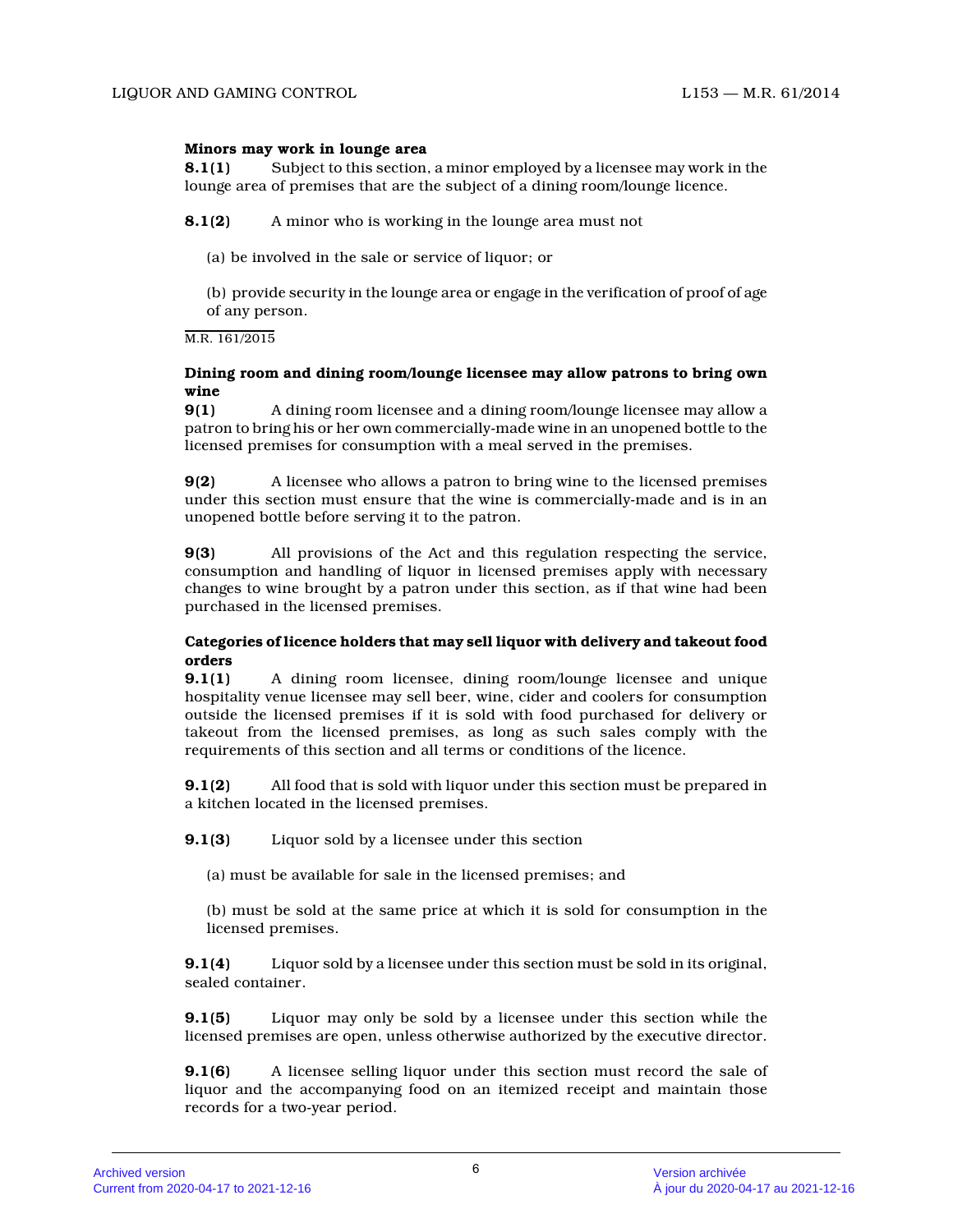**Minors may work in lounge area**

**8.1(1)** Subject to this section, a minor employed by a licensee may work in the lounge area of premises that are the subject of a dining room/lounge licence.

**8.1(2)** A minor who is working in the lounge area must not

(a) be involved in the sale or service of liquor; or

(b) provide security in the lounge area or engage in the verification of proof of age of any person.

M.R. 161/2015

**Dining room and dining room/lounge licensee may allow patrons to bring own wine**

**9(1)** A dining room licensee and a dining room/lounge licensee may allow a patron to bring his or her own commercially-made wine in an unopened bottle to the licensed premises for consumption with a meal served in the premises.

**9(2)** A licensee who allows a patron to bring wine to the licensed premises under this section must ensure that the wine is commercially-made and is in an unopened bottle before serving it to the patron.

**9(3)** All provisions of the Act and this regulation respecting the service, consumption and handling of liquor in licensed premises apply with necessary changes to wine brought by a patron under this section, as if that wine had been purchased in the licensed premises.

**Categories of licence holders that may sell liquor with delivery and takeout food orders**

**9.1(1)** A dining room licensee, dining room/lounge licensee and unique hospitality venue licensee may sell beer, wine, cider and coolers for consumption outside the licensed premises if it is sold with food purchased for delivery or takeout from the licensed premises, as long as such sales comply with the requirements of this section and all terms or conditions of the licence.

**9.1(2)** All food that is sold with liquor under this section must be prepared in a kitchen located in the licensed premises.

**9.1(3)** Liquor sold by a licensee under this section

(a) must be available for sale in the licensed premises; and

(b) must be sold at the same price at which it is sold for consumption in the licensed premises.

**9.1(4)** Liquor sold by a licensee under this section must be sold in its original, sealed container.

**9.1(5)** Liquor may only be sold by a licensee under this section while the licensed premises are open, unless otherwise authorized by the executive director.

**9.1(6)** A licensee selling liquor under this section must record the sale of liquor and the accompanying food on an itemized receipt and maintain those records for a two-year period.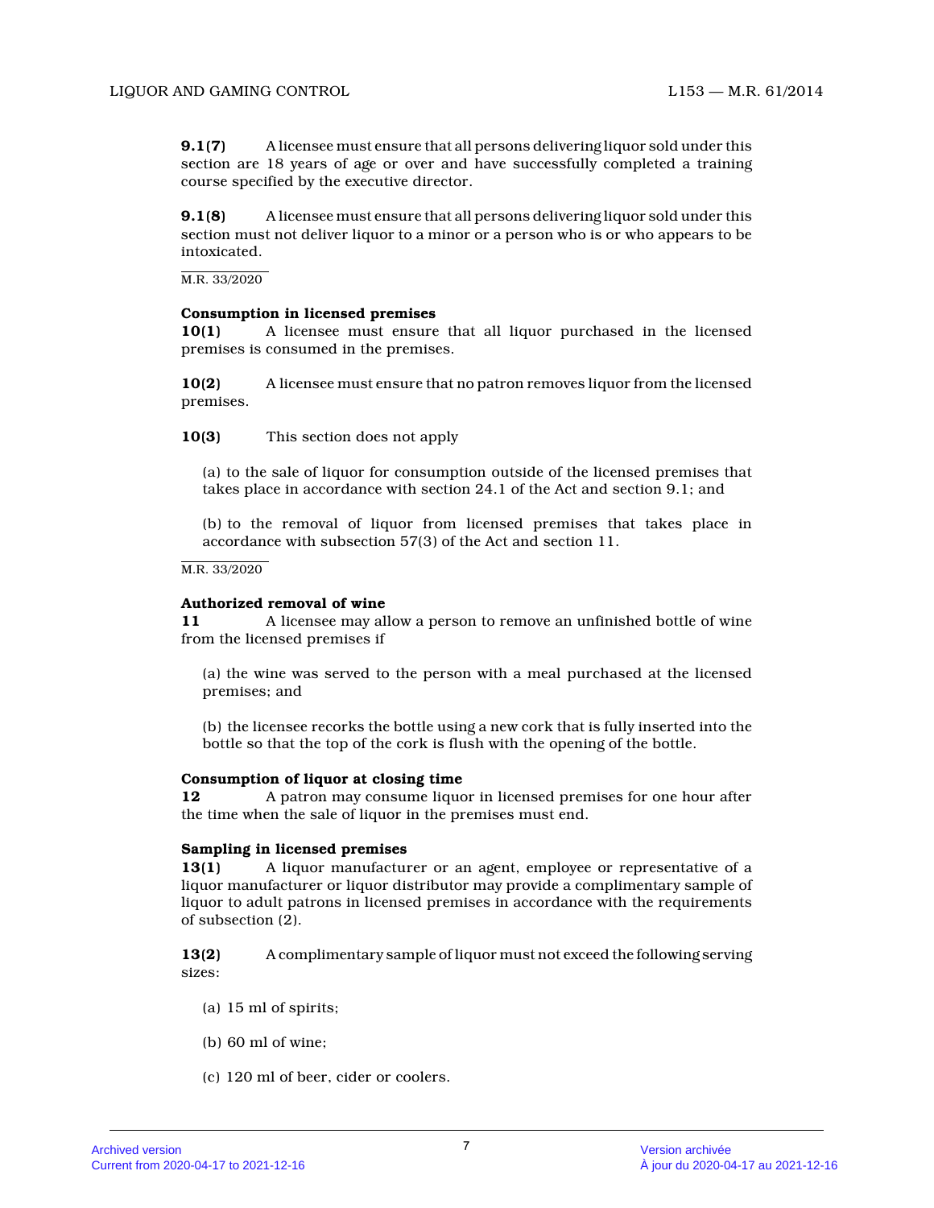**9.1(7)** A licensee must ensure that all persons delivering liquor sold under this section are 18 years of age or over and have successfully completed a training course specified by the executive director.

**9.1(8)** A licensee must ensure that all persons delivering liquor sold under this section must not deliver liquor to a minor or a person who is or who appears to be intoxicated.

M.R. 33/2020

**Consumption in licensed premises**

**10(1)** A licensee must ensure that all liquor purchased in the licensed premises is consumed in the premises.

**10(2)** A licensee must ensure that no patron removes liquor from the licensed premises.

**10(3)** This section does not apply

(a) to the sale of liquor for consumption outside of the licensed premises that takes place in accordance with section 24.1 of the Act and section 9.1; and

(b) to the removal of liquor from licensed premises that takes place in accordance with subsection 57(3) of the Act and section 11.

M.R. 33/2020

**Authorized removal of wine**

**11** A licensee may allow a person to remove an unfinished bottle of wine from the licensed premises if

(a) the wine was served to the person with a meal purchased at the licensed premises; and

(b) the licensee recorks the bottle using a new cork that is fully inserted into the bottle so that the top of the cork is flush with the opening of the bottle.

**Consumption of liquor at closing time**

**12** A patron may consume liquor in licensed premises for one hour after the time when the sale of liquor in the premises must end.

**Sampling in licensed premises**

**13(1)** A liquor manufacturer or an agent, employee or representative of a liquor manufacturer or liquor distributor may provide a complimentary sample of liquor to adult patrons in licensed premises in accordance with the requirements of subsection (2).

**13(2)** A complimentary sample of liquor must not exceed the following serving sizes:

(a) 15 ml of spirits;

(b) 60 ml of wine;

(c) 120 ml of beer, cider or coolers.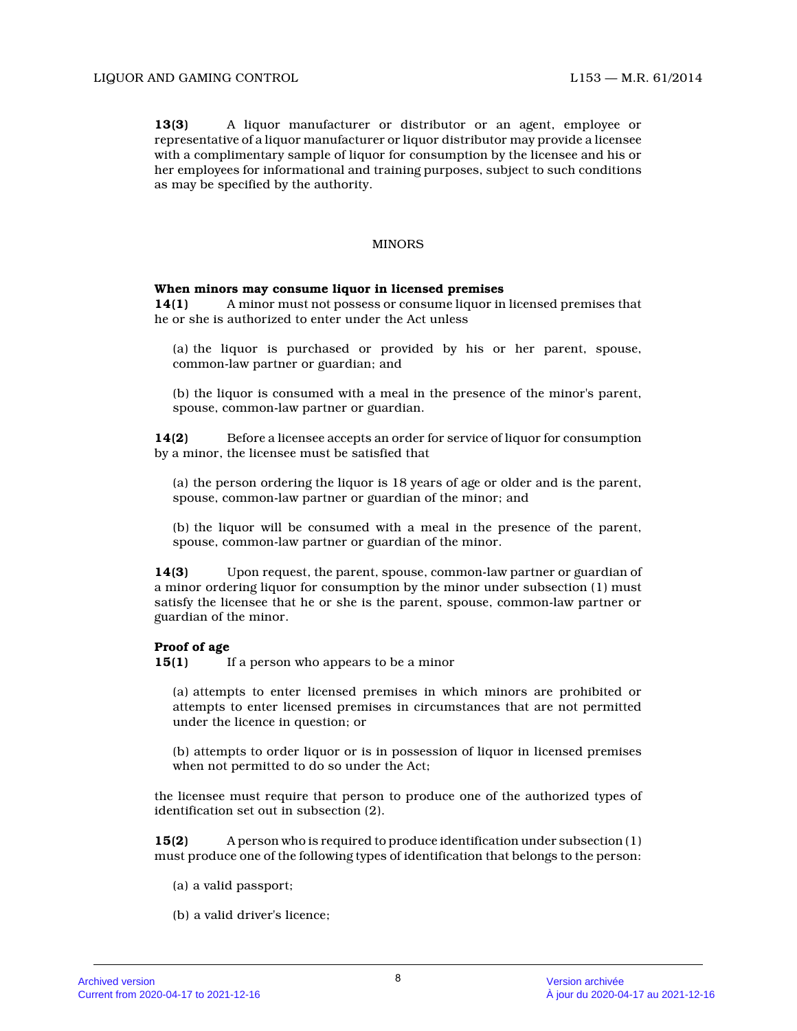**13(3)** A liquor manufacturer or distributor or an agent, employee or representative of a liquor manufacturer or liquor distributor may provide a licensee with a complimentary sample of liquor for consumption by the licensee and his or her employees for informational and training purposes, subject to such conditions as may be specified by the authority.

## MINORS

**When minors may consume liquor in licensed premises**

**14(1)** A minor must not possess or consume liquor in licensed premises that he or she is authorized to enter under the Act unless

(a) the liquor is purchased or provided by his or her parent, spouse, common-law partner or guardian; and

(b) the liquor is consumed with a meal in the presence of the minor's parent, spouse, common-law partner or guardian.

**14(2)** Before a licensee accepts an order for service of liquor for consumption by a minor, the licensee must be satisfied that

(a) the person ordering the liquor is 18 years of age or older and is the parent, spouse, common-law partner or guardian of the minor; and

(b) the liquor will be consumed with a meal in the presence of the parent, spouse, common-law partner or guardian of the minor.

**14(3)** Upon request, the parent, spouse, common-law partner or guardian of a minor ordering liquor for consumption by the minor under subsection (1) must satisfy the licensee that he or she is the parent, spouse, common-law partner or guardian of the minor.

**Proof of age**

**15(1)** If a person who appears to be a minor

(a) attempts to enter licensed premises in which minors are prohibited or attempts to enter licensed premises in circumstances that are not permitted under the licence in question; or

(b) attempts to order liquor or is in possession of liquor in licensed premises when not permitted to do so under the Act;

the licensee must require that person to produce one of the authorized types of identification set out in subsection (2).

**15(2)** A person who is required to produce identification under subsection (1) must produce one of the following types of identification that belongs to the person:

(a) a valid passport;

(b) a valid driver's licence;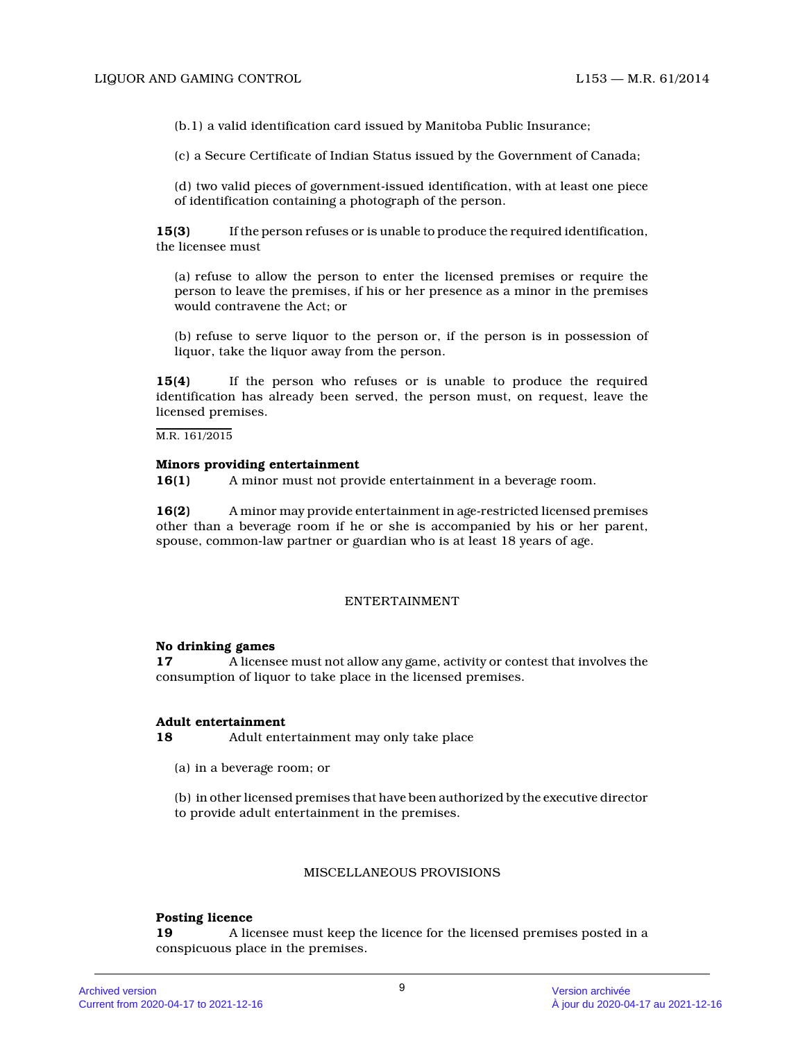(b.1) a valid identification card issued by Manitoba Public Insurance;

(c) a Secure Certificate of Indian Status issued by the Government of Canada;

(d) two valid pieces of government-issued identification, with at least one piece of identification containing a photograph of the person.

**15(3)** If the person refuses or is unable to produce the required identification, the licensee must

(a) refuse to allow the person to enter the licensed premises or require the person to leave the premises, if his or her presence as a minor in the premises would contravene the Act; or

(b) refuse to serve liquor to the person or, if the person is in possession of liquor, take the liquor away from the person.

**15(4)** If the person who refuses or is unable to produce the required identification has already been served, the person must, on request, leave the licensed premises.

M.R. 161/2015

**Minors providing entertainment**

**16(1)** A minor must not provide entertainment in a beverage room.

**16(2)** A minor may provide entertainment in age-restricted licensed premises other than a beverage room if he or she is accompanied by his or her parent, spouse, common-law partner or guardian who is at least 18 years of age.

## ENTERTAINMENT

**No drinking games**

**17** A licensee must not allow any game, activity or contest that involves the consumption of liquor to take place in the licensed premises.

**Adult entertainment**

**18** Adult entertainment may only take place

(a) in a beverage room; or

(b) in other licensed premises that have been authorized by the executive director to provide adult entertainment in the premises.

## MISCELLANEOUS PROVISIONS

**Posting licence**

**19** A licensee must keep the licence for the licensed premises posted in a conspicuous place in the premises.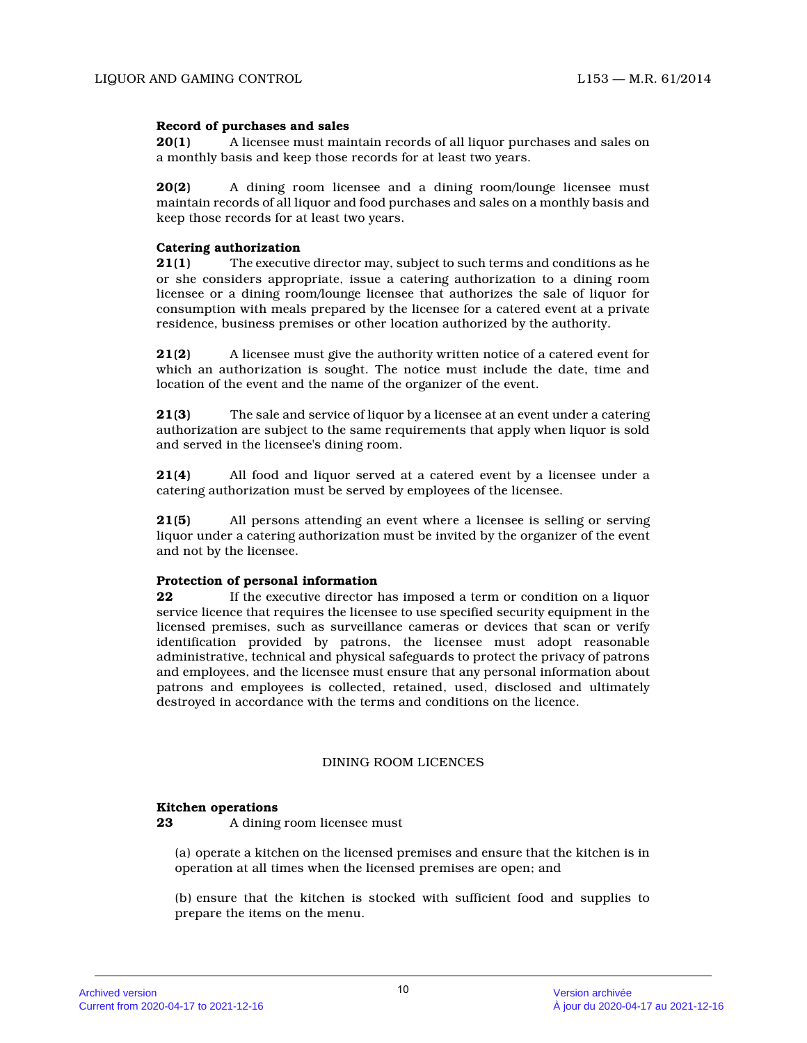**Record of purchases and sales**

**20(1)** A licensee must maintain records of all liquor purchases and sales on a monthly basis and keep those records for at least two years.

**20(2)** A dining room licensee and a dining room/lounge licensee must maintain records of all liquor and food purchases and sales on a monthly basis and keep those records for at least two years.

**Catering authorization**

**21(1)** The executive director may, subject to such terms and conditions as he or she considers appropriate, issue a catering authorization to a dining room licensee or a dining room/lounge licensee that authorizes the sale of liquor for consumption with meals prepared by the licensee for a catered event at a private residence, business premises or other location authorized by the authority.

**21(2)** A licensee must give the authority written notice of a catered event for which an authorization is sought. The notice must include the date, time and location of the event and the name of the organizer of the event.

**21(3)** The sale and service of liquor by a licensee at an event under a catering authorization are subject to the same requirements that apply when liquor is sold and served in the licensee's dining room.

**21(4)** All food and liquor served at a catered event by a licensee under a catering authorization must be served by employees of the licensee.

**21(5)** All persons attending an event where a licensee is selling or serving liquor under a catering authorization must be invited by the organizer of the event and not by the licensee.

**Protection of personal information**

**22** If the executive director has imposed a term or condition on a liquor service licence that requires the licensee to use specified security equipment in the licensed premises, such as surveillance cameras or devices that scan or verify identification provided by patrons, the licensee must adopt reasonable administrative, technical and physical safeguards to protect the privacy of patrons and employees, and the licensee must ensure that any personal information about patrons and employees is collected, retained, used, disclosed and ultimately destroyed in accordance with the terms and conditions on the licence.

## DINING ROOM LICENCES

**Kitchen operations**

**23** A dining room licensee must

(a) operate a kitchen on the licensed premises and ensure that the kitchen is in operation at all times when the licensed premises are open; and

(b) ensure that the kitchen is stocked with sufficient food and supplies to prepare the items on the menu.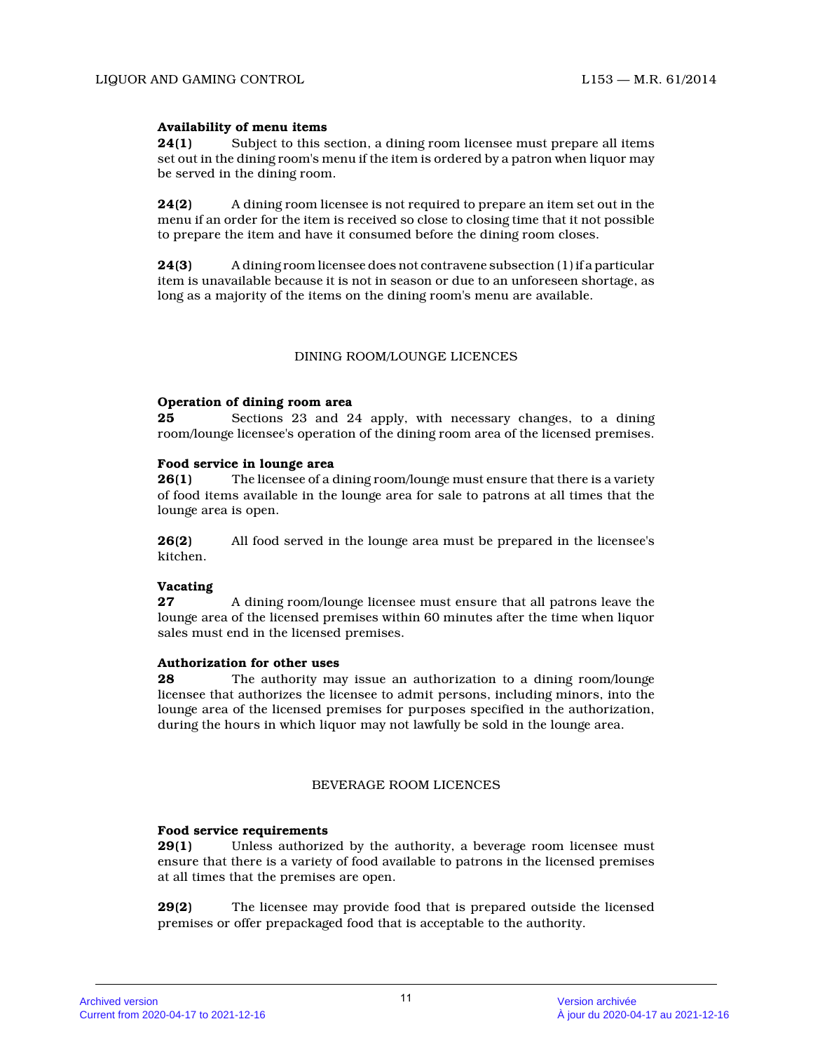**Availability of menu items**

**24(1)** Subject to this section, a dining room licensee must prepare all items set out in the dining room's menu if the item is ordered by a patron when liquor may be served in the dining room.

**24(2)** A dining room licensee is not required to prepare an item set out in the menu if an order for the item is received so close to closing time that it not possible to prepare the item and have it consumed before the dining room closes.

**24(3)** A dining room licensee does not contravene subsection (1) if a particular item is unavailable because it is not in season or due to an unforeseen shortage, as long as a majority of the items on the dining room's menu are available.

## DINING ROOM/LOUNGE LICENCES

**Operation of dining room area**

**25** Sections 23 and 24 apply, with necessary changes, to a dining room/lounge licensee's operation of the dining room area of the licensed premises.

**Food service in lounge area**

**26(1)** The licensee of a dining room/lounge must ensure that there is a variety of food items available in the lounge area for sale to patrons at all times that the lounge area is open.

**26(2)** All food served in the lounge area must be prepared in the licensee's kitchen.

**Vacating**

**27** A dining room/lounge licensee must ensure that all patrons leave the lounge area of the licensed premises within 60 minutes after the time when liquor sales must end in the licensed premises.

**Authorization for other uses**

**28** The authority may issue an authorization to a dining room/lounge licensee that authorizes the licensee to admit persons, including minors, into the lounge area of the licensed premises for purposes specified in the authorization, during the hours in which liquor may not lawfully be sold in the lounge area.

## BEVERAGE ROOM LICENCES

**Food service requirements**

**29(1)** Unless authorized by the authority, a beverage room licensee must ensure that there is a variety of food available to patrons in the licensed premises at all times that the premises are open.

**29(2)** The licensee may provide food that is prepared outside the licensed premises or offer prepackaged food that is acceptable to the authority.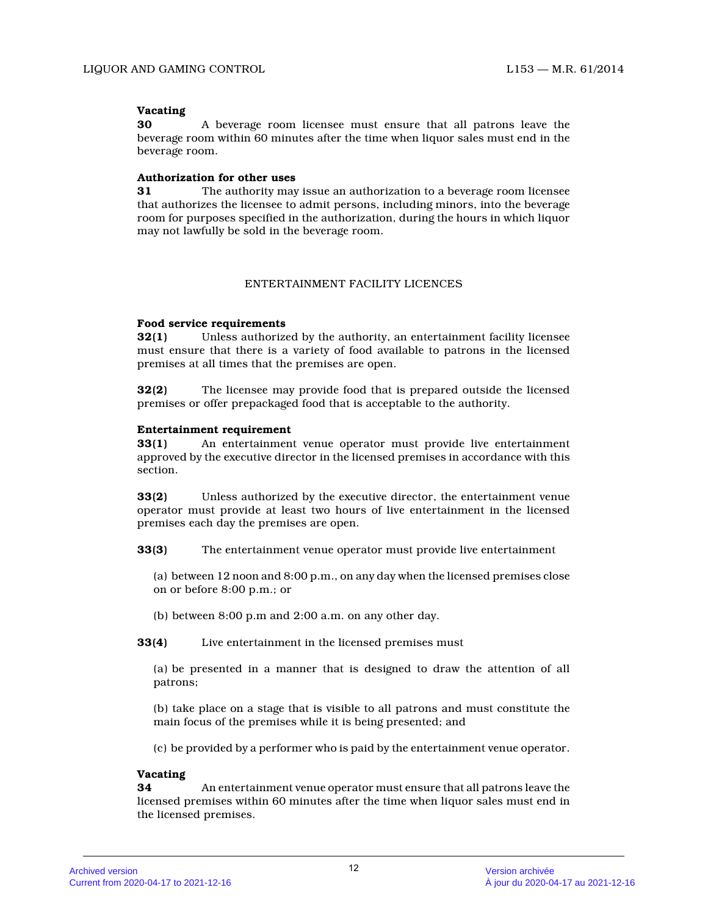**Vacating**

**30** A beverage room licensee must ensure that all patrons leave the beverage room within 60 minutes after the time when liquor sales must end in the beverage room.

**Authorization for other uses**

**31** The authority may issue an authorization to a beverage room licensee that authorizes the licensee to admit persons, including minors, into the beverage room for purposes specified in the authorization, during the hours in which liquor may not lawfully be sold in the beverage room.

## ENTERTAINMENT FACILITY LICENCES

**Food service requirements**

**32(1)** Unless authorized by the authority, an entertainment facility licensee must ensure that there is a variety of food available to patrons in the licensed premises at all times that the premises are open.

**32(2)** The licensee may provide food that is prepared outside the licensed premises or offer prepackaged food that is acceptable to the authority.

**Entertainment requirement**

**33(1)** An entertainment venue operator must provide live entertainment approved by the executive director in the licensed premises in accordance with this section.

**33(2)** Unless authorized by the executive director, the entertainment venue operator must provide at least two hours of live entertainment in the licensed premises each day the premises are open.

**33(3)** The entertainment venue operator must provide live entertainment

(a) between 12 noon and 8:00 p.m., on any day when the licensed premises close on or before 8:00 p.m.; or

(b) between 8:00 p.m and 2:00 a.m. on any other day.

**33(4)** Live entertainment in the licensed premises must

(a) be presented in a manner that is designed to draw the attention of all patrons;

(b) take place on a stage that is visible to all patrons and must constitute the main focus of the premises while it is being presented; and

(c) be provided by a performer who is paid by the entertainment venue operator.

**Vacating**

**34** An entertainment venue operator must ensure that all patrons leave the licensed premises within 60 minutes after the time when liquor sales must end in the licensed premises.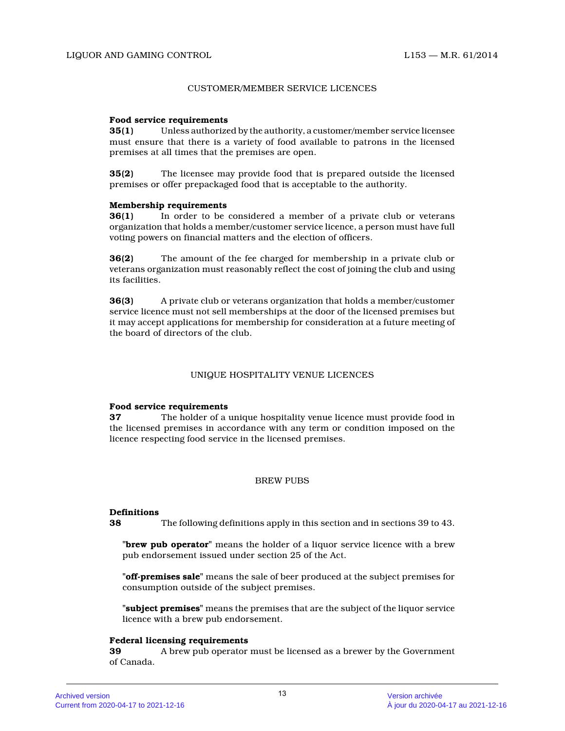## CUSTOMER/MEMBER SERVICE LICENCES

**Food service requirements**

**35(1)** Unless authorized by the authority, a customer/member service licensee must ensure that there is a variety of food available to patrons in the licensed premises at all times that the premises are open.

**35(2)** The licensee may provide food that is prepared outside the licensed premises or offer prepackaged food that is acceptable to the authority.

**Membership requirements**

**36(1)** In order to be considered a member of a private club or veterans organization that holds a member/customer service licence, a person must have full voting powers on financial matters and the election of officers.

**36(2)** The amount of the fee charged for membership in a private club or veterans organization must reasonably reflect the cost of joining the club and using its facilities.

**36(3)** A private club or veterans organization that holds a member/customer service licence must not sell memberships at the door of the licensed premises but it may accept applications for membership for consideration at a future meeting of the board of directors of the club.

## UNIQUE HOSPITALITY VENUE LICENCES

**Food service requirements**

**37** The holder of a unique hospitality venue licence must provide food in the licensed premises in accordance with any term or condition imposed on the licence respecting food service in the licensed premises.

## BREW PUBS

**Definitions**

**38** The following definitions apply in this section and in sections 39 to 43.

"**brew pub operator**" means the holder of a liquor service licence with a brew pub endorsement issued under section 25 of the Act.

"**off-premises sale**" means the sale of beer produced at the subject premises for consumption outside of the subject premises.

"**subject premises**" means the premises that are the subject of the liquor service licence with a brew pub endorsement.

**Federal licensing requirements**

**39** A brew pub operator must be licensed as a brewer by the Government of Canada.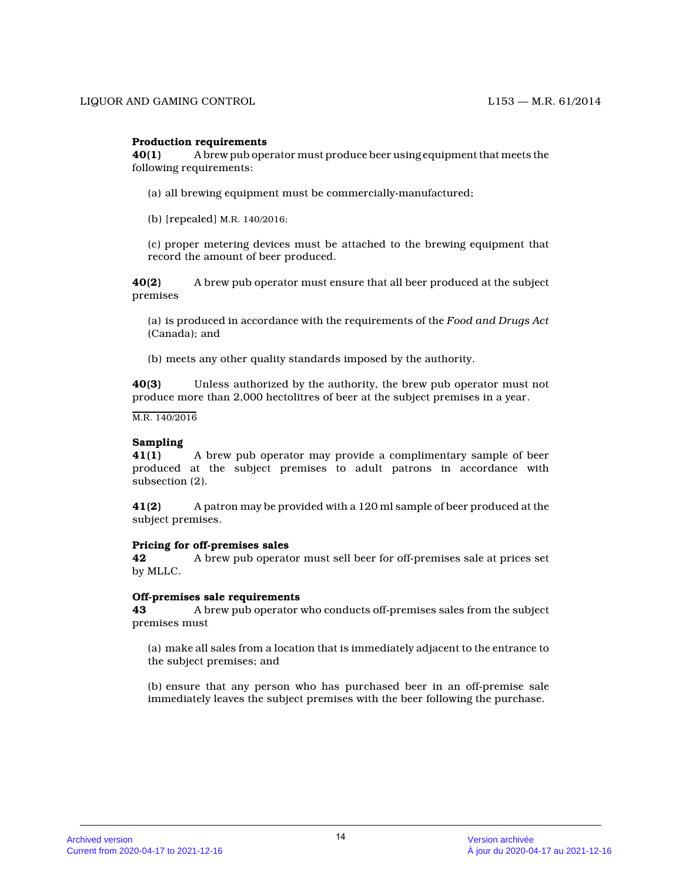**Production requirements**

**40(1)** A brew pub operator must produce beer using equipment that meets the following requirements:

(a) all brewing equipment must be commercially-manufactured;

(b) [repealed] M.R. 140/2016;

(c) proper metering devices must be attached to the brewing equipment that record the amount of beer produced.

**40(2)** A brew pub operator must ensure that all beer produced at the subject premises

(a) is produced in accordance with the requirements of the *Food and Drugs Act* (Canada); and

(b) meets any other quality standards imposed by the authority.

**40(3)** Unless authorized by the authority, the brew pub operator must not produce more than 2,000 hectolitres of beer at the subject premises in a year.

M.R. 140/2016

**Sampling**

**41(1)** A brew pub operator may provide a complimentary sample of beer produced at the subject premises to adult patrons in accordance with subsection (2).

**41(2)** A patron may be provided with a 120 ml sample of beer produced at the subject premises.

**Pricing for off-premises sales**

**42** A brew pub operator must sell beer for off-premises sale at prices set by MLLC.

**Off-premises sale requirements**

**43** A brew pub operator who conducts off-premises sales from the subject premises must

(a) make all sales from a location that is immediately adjacent to the entrance to the subject premises; and

(b) ensure that any person who has purchased beer in an off-premise sale immediately leaves the subject premises with the beer following the purchase.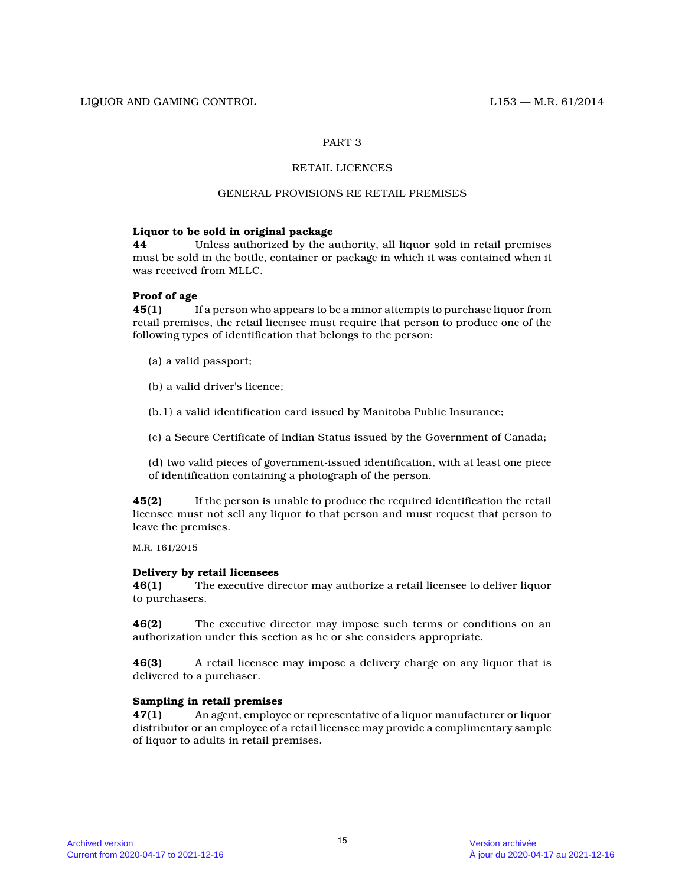PART 3

RETAIL LICENCES

GENERAL PROVISIONS RE RETAIL PREMISES

**Liquor to be sold in original package**
**44** Unless authorized by the authority, all liquor sold in retail premises must be sold in the bottle, container or package in which it was contained when it was received from MLLC.

**Proof of age**
**45(1)** If a person who appears to be a minor attempts to purchase liquor from retail premises, the retail licensee must require that person to produce one of the following types of identification that belongs to the person:

(a) a valid passport;

(b) a valid driver's licence;

(b.1) a valid identification card issued by Manitoba Public Insurance;

(c) a Secure Certificate of Indian Status issued by the Government of Canada;

(d) two valid pieces of government-issued identification, with at least one piece of identification containing a photograph of the person.

**45(2)** If the person is unable to produce the required identification the retail licensee must not sell any liquor to that person and must request that person to leave the premises.

M.R. 161/2015

**Delivery by retail licensees**
**46(1)** The executive director may authorize a retail licensee to deliver liquor to purchasers.

**46(2)** The executive director may impose such terms or conditions on an authorization under this section as he or she considers appropriate.

**46(3)** A retail licensee may impose a delivery charge on any liquor that is delivered to a purchaser.

**Sampling in retail premises**
**47(1)** An agent, employee or representative of a liquor manufacturer or liquor distributor or an employee of a retail licensee may provide a complimentary sample of liquor to adults in retail premises.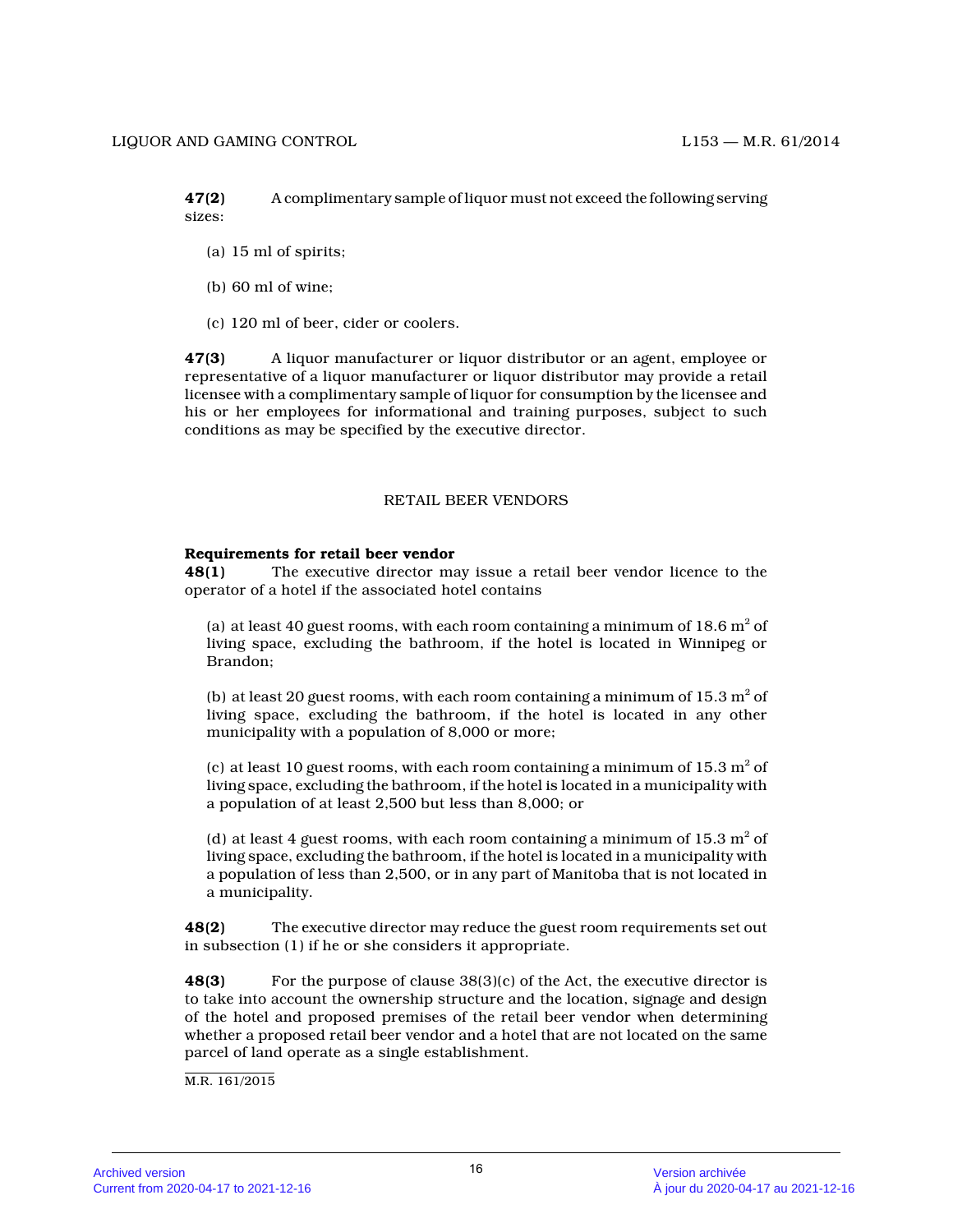**47(2)** A complimentary sample of liquor must not exceed the following serving sizes:

(a) 15 ml of spirits;

(b) 60 ml of wine;

(c) 120 ml of beer, cider or coolers.

**47(3)** A liquor manufacturer or liquor distributor or an agent, employee or representative of a liquor manufacturer or liquor distributor may provide a retail licensee with a complimentary sample of liquor for consumption by the licensee and his or her employees for informational and training purposes, subject to such conditions as may be specified by the executive director.

## RETAIL BEER VENDORS

**Requirements for retail beer vendor**

**48(1)** The executive director may issue a retail beer vendor licence to the operator of a hotel if the associated hotel contains

(a) at least 40 guest rooms, with each room containing a minimum of 18.6 $m^2$ of living space, excluding the bathroom, if the hotel is located in Winnipeg or Brandon;

(b) at least 20 guest rooms, with each room containing a minimum of 15.3 $m^2$ of living space, excluding the bathroom, if the hotel is located in any other municipality with a population of 8,000 or more;

(c) at least 10 guest rooms, with each room containing a minimum of 15.3 $m^2$ of living space, excluding the bathroom, if the hotel is located in a municipality with a population of at least 2,500 but less than 8,000; or

(d) at least 4 guest rooms, with each room containing a minimum of 15.3 $m^2$ of living space, excluding the bathroom, if the hotel is located in a municipality with a population of less than 2,500, or in any part of Manitoba that is not located in a municipality.

**48(2)** The executive director may reduce the guest room requirements set out in subsection (1) if he or she considers it appropriate.

**48(3)** For the purpose of clause 38(3)(c) of the Act, the executive director is to take into account the ownership structure and the location, signage and design of the hotel and proposed premises of the retail beer vendor when determining whether a proposed retail beer vendor and a hotel that are not located on the same parcel of land operate as a single establishment.

M.R. 161/2015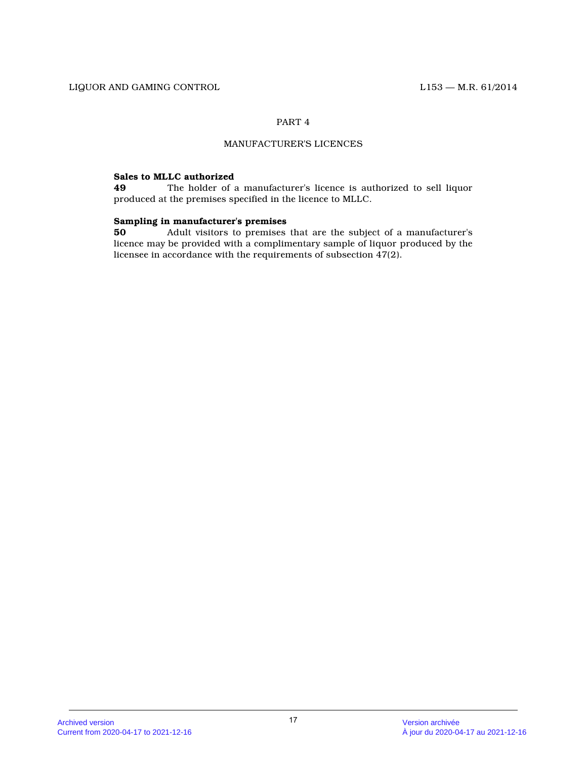## PART 4

## MANUFACTURER'S LICENCES

**Sales to MLLC authorized**

**49** The holder of a manufacturer's licence is authorized to sell liquor produced at the premises specified in the licence to MLLC.

**Sampling in manufacturer's premises**

**50** Adult visitors to premises that are the subject of a manufacturer's licence may be provided with a complimentary sample of liquor produced by the licensee in accordance with the requirements of subsection 47(2).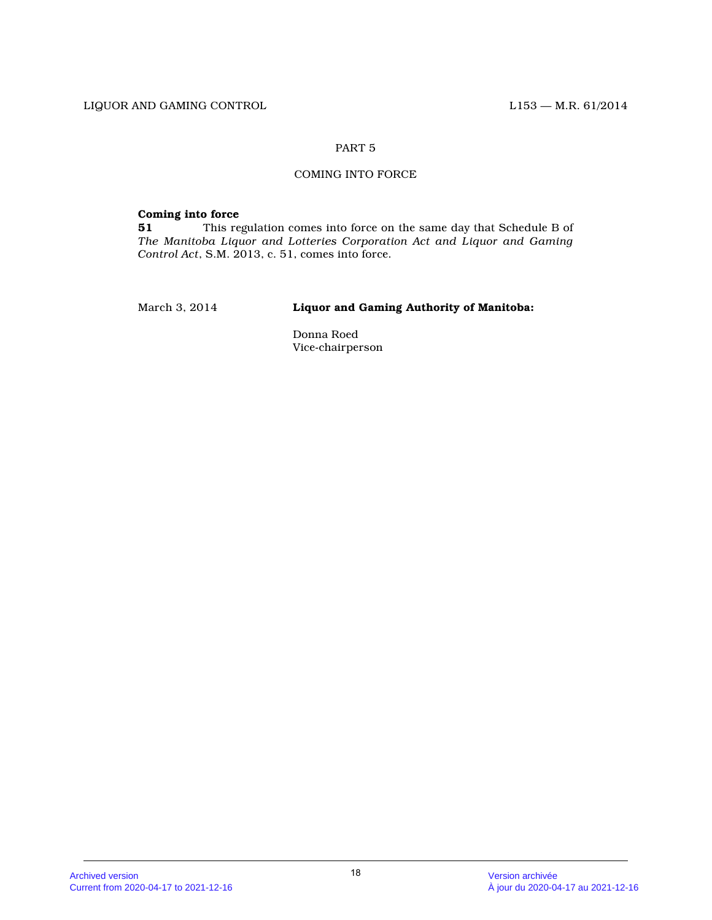## PART 5

## COMING INTO FORCE

**Coming into force**

**51** This regulation comes into force on the same day that Schedule B of *The Manitoba Liquor and Lotteries Corporation Act and Liquor and Gaming Control Act*, S.M. 2013, c. 51, comes into force.

March 3, 2014

**Liquor and Gaming Authority of Manitoba:**

Donna Roed
Vice-chairperson